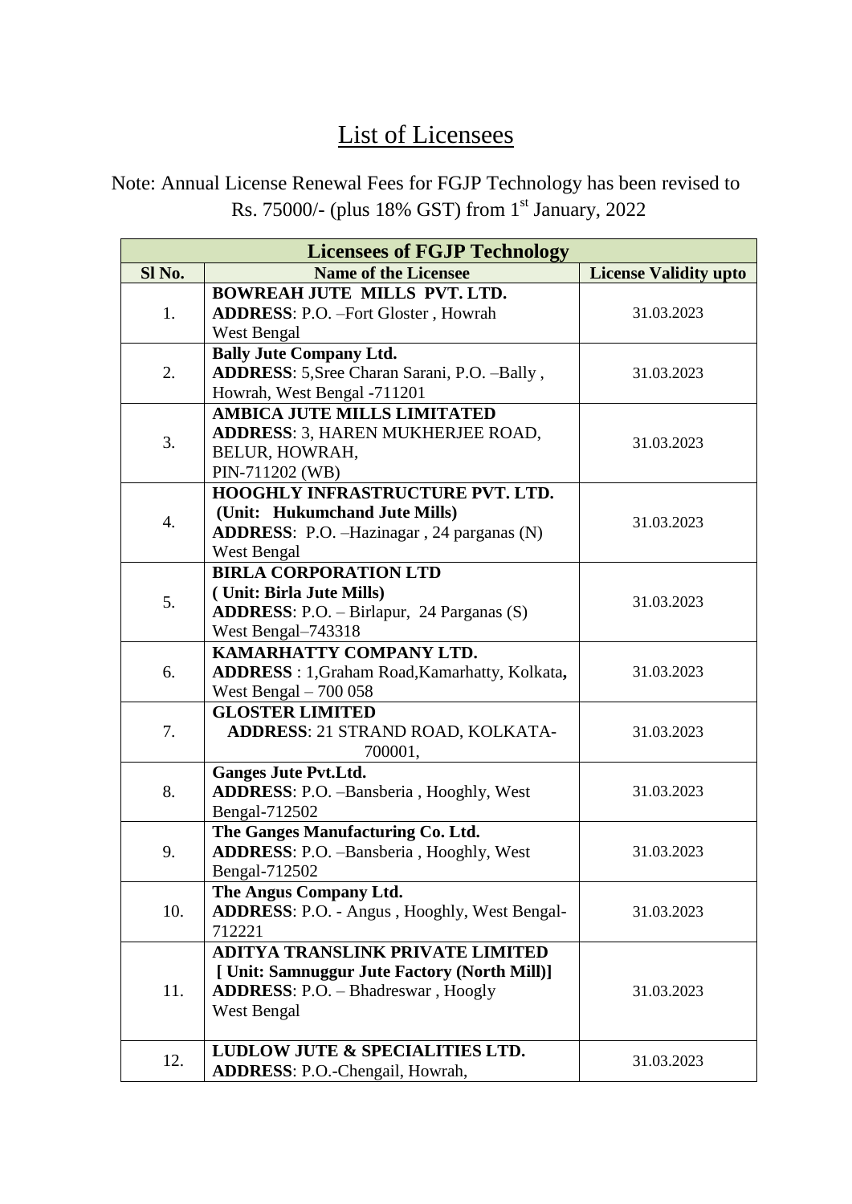# List of Licensees

Note: Annual License Renewal Fees for FGJP Technology has been revised to Rs. 75000/- (plus 18% GST) from 1st January, 2022

| Licensees of FGJP Technology | | |
|---|---|---|
| **Sl No.** | **Name of the Licensee** | **License Validity upto** |
| 1. | **BOWREAH JUTE MILLS PVT. LTD.**<br>**ADDRESS**: P.O. –Fort Gloster , Howrah<br>West Bengal | 31.03.2023 |
| 2. | **Bally Jute Company Ltd.**<br>**ADDRESS**: 5,Sree Charan Sarani, P.O. –Bally ,<br>Howrah, West Bengal -711201 | 31.03.2023 |
| 3. | **AMBICA JUTE MILLS LIMITATED**<br>**ADDRESS**: 3, HAREN MUKHERJEE ROAD,<br>BELUR, HOWRAH,<br>PIN-711202 (WB) | 31.03.2023 |
| 4. | **HOOGHLY INFRASTRUCTURE PVT. LTD.**<br>**(Unit: Hukumchand Jute Mills)**<br>**ADDRESS**: P.O. –Hazinagar , 24 parganas (N)<br>West Bengal | 31.03.2023 |
| 5. | **BIRLA CORPORATION LTD**<br>**( Unit: Birla Jute Mills)**<br>**ADDRESS**: P.O. – Birlapur, 24 Parganas (S)<br>West Bengal–743318 | 31.03.2023 |
| 6. | **KAMARHATTY COMPANY LTD.**<br>**ADDRESS** : 1,Graham Road,Kamarhatty, Kolkata**,**<br>West Bengal – 700 058 | 31.03.2023 |
| 7. | **GLOSTER LIMITED**<br>**ADDRESS**: 21 STRAND ROAD, KOLKATA-700001, | 31.03.2023 |
| 8. | **Ganges Jute Pvt.Ltd.**<br>**ADDRESS**: P.O. –Bansberia , Hooghly, West<br>Bengal-712502 | 31.03.2023 |
| 9. | **The Ganges Manufacturing Co. Ltd.**<br>**ADDRESS**: P.O. –Bansberia , Hooghly, West<br>Bengal-712502 | 31.03.2023 |
| 10. | **The Angus Company Ltd.**<br>**ADDRESS**: P.O. - Angus , Hooghly, West Bengal-712221 | 31.03.2023 |
| 11. | **ADITYA TRANSLINK PRIVATE LIMITED**<br>**[ Unit: Samnuggur Jute Factory (North Mill)]**<br>**ADDRESS**: P.O. – Bhadreswar , Hoogly<br>West Bengal | 31.03.2023 |
| 12. | **LUDLOW JUTE & SPECIALITIES LTD.**<br>**ADDRESS**: P.O.-Chengail, Howrah, | 31.03.2023 |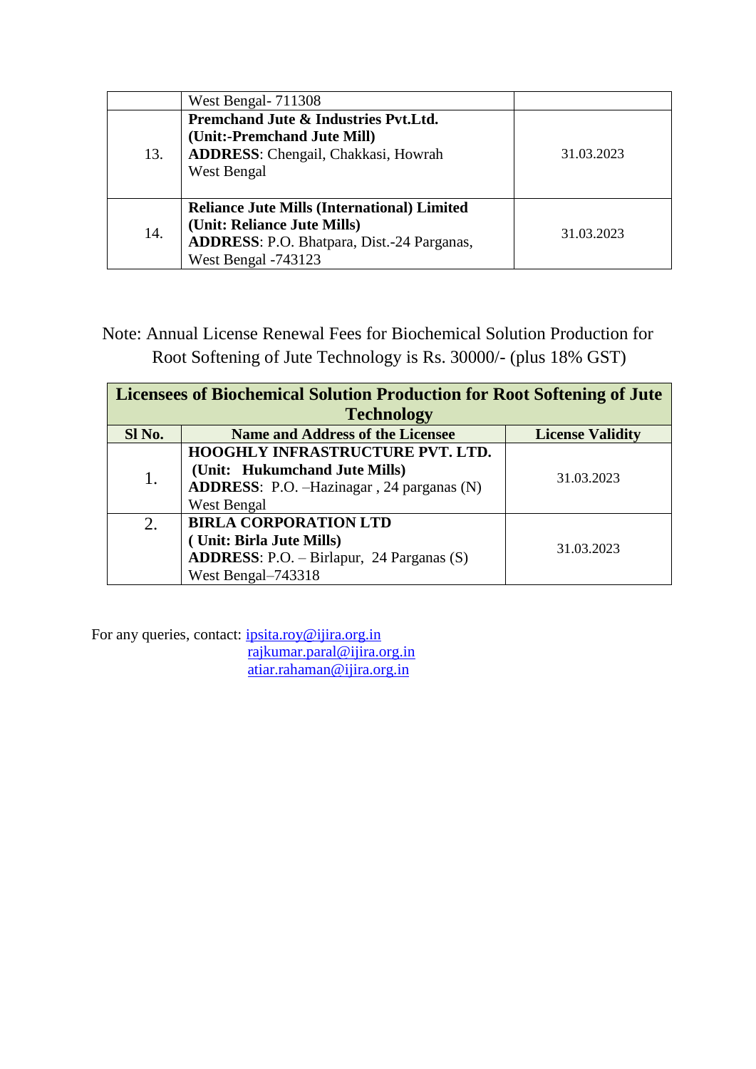| | | |
|---|---|---|
| | West Bengal- 711308 | |
| 13. | **Premchand Jute & Industries Pvt.Ltd.** **(Unit:-Premchand Jute Mill)** **ADDRESS**: Chengail, Chakkasi, Howrah West Bengal | 31.03.2023 |
| 14. | **Reliance Jute Mills (International) Limited** **(Unit: Reliance Jute Mills)** **ADDRESS**: P.O. Bhatpara, Dist.-24 Parganas, West Bengal -743123 | 31.03.2023 |

Note: Annual License Renewal Fees for Biochemical Solution Production for Root Softening of Jute Technology is Rs. 30000/- (plus 18% GST)

| **Licensees of Biochemical Solution Production for Root Softening of Jute Technology** | | |
|---|---|---|
| **Sl No.** | **Name and Address of the Licensee** | **License Validity** |
| 1. | **HOOGHLY INFRASTRUCTURE PVT. LTD.** **(Unit: Hukumchand Jute Mills)** **ADDRESS**: P.O. –Hazinagar , 24 parganas (N) West Bengal | 31.03.2023 |
| 2. | **BIRLA CORPORATION LTD** **( Unit: Birla Jute Mills)** **ADDRESS**: P.O. – Birlapur, 24 Parganas (S) West Bengal–743318 | 31.03.2023 |

For any queries, contact: ipsita.roy@ijira.org.in
rajkumar.paral@ijira.org.in
atiar.rahaman@ijira.org.in